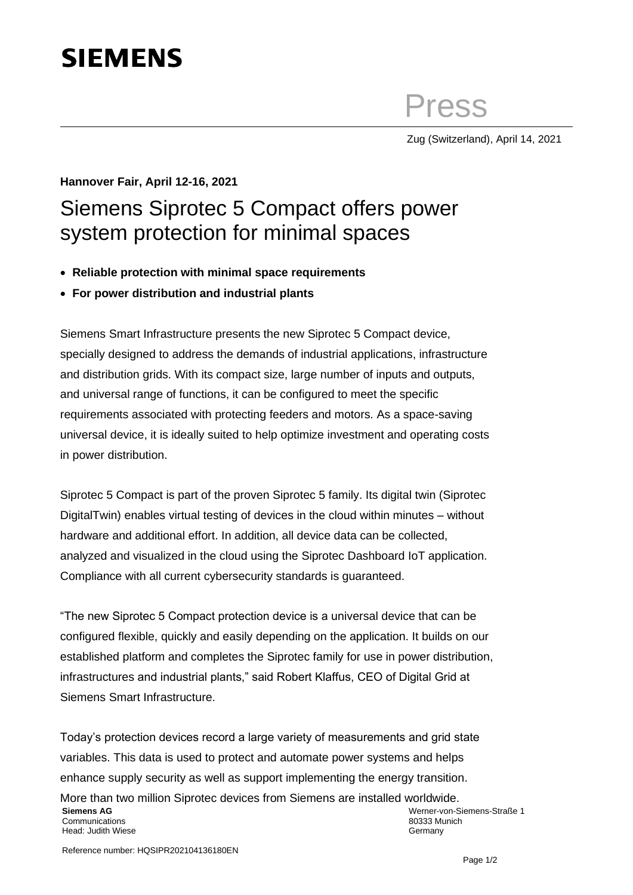**SIEMENS**

Press

Zug (Switzerland), April 14, 2021

**Hannover Fair, April 12-16, 2021**

# Siemens Siprotec 5 Compact offers power system protection for minimal spaces

- **Reliable protection with minimal space requirements**
- **For power distribution and industrial plants**

Siemens Smart Infrastructure presents the new Siprotec 5 Compact device, specially designed to address the demands of industrial applications, infrastructure and distribution grids. With its compact size, large number of inputs and outputs, and universal range of functions, it can be configured to meet the specific requirements associated with protecting feeders and motors. As a space-saving universal device, it is ideally suited to help optimize investment and operating costs in power distribution.

Siprotec 5 Compact is part of the proven Siprotec 5 family. Its digital twin (Siprotec DigitalTwin) enables virtual testing of devices in the cloud within minutes – without hardware and additional effort. In addition, all device data can be collected, analyzed and visualized in the cloud using the Siprotec Dashboard IoT application. Compliance with all current cybersecurity standards is guaranteed.

"The new Siprotec 5 Compact protection device is a universal device that can be configured flexible, quickly and easily depending on the application. It builds on our established platform and completes the Siprotec family for use in power distribution, infrastructures and industrial plants," said Robert Klaffus, CEO of Digital Grid at Siemens Smart Infrastructure.

Today's protection devices record a large variety of measurements and grid state variables. This data is used to protect and automate power systems and helps enhance supply security as well as support implementing the energy transition. More than two million Siprotec devices from Siemens are installed worldwide.

**Siemens AG**
Communications
Head: Judith Wiese

Werner-von-Siemens-Straße 1
80333 Munich
Germany

Reference number: HQSIPR202104136180EN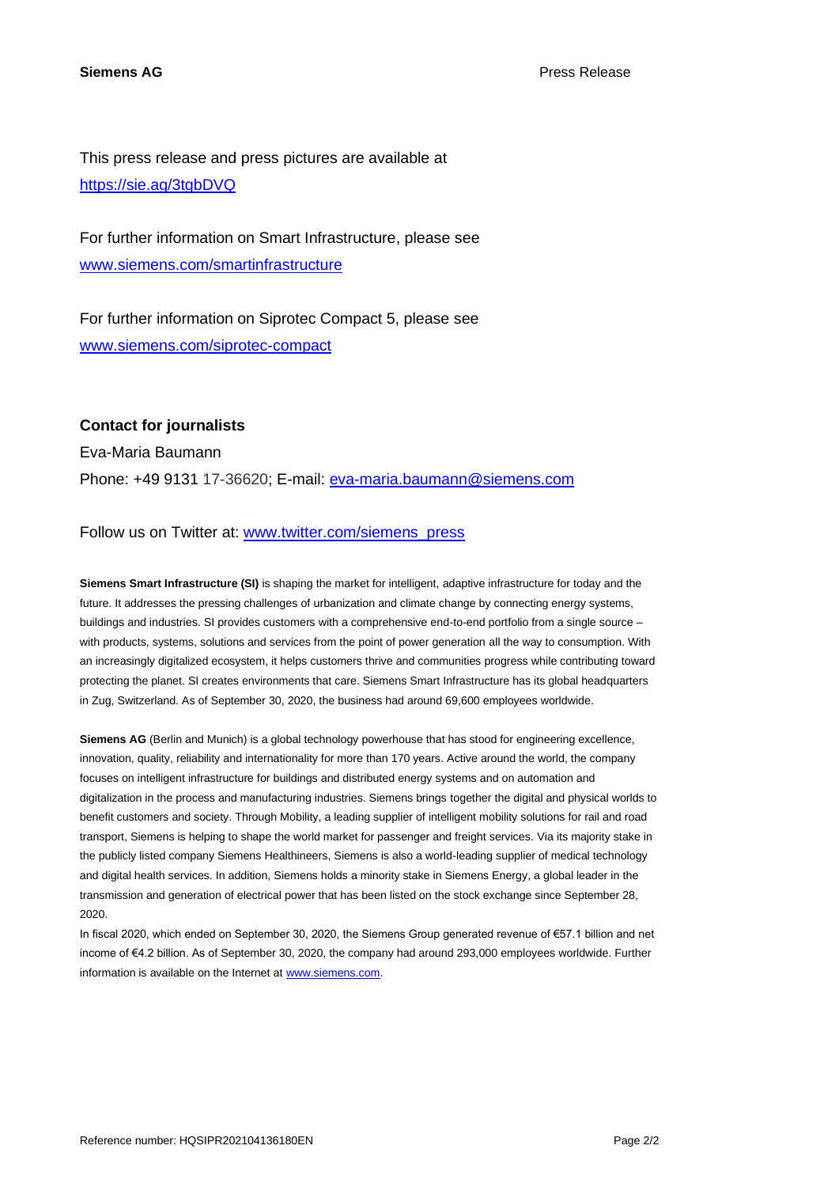This press release and press pictures are available at
https://sie.ag/3tgbDVQ

For further information on Smart Infrastructure, please see
www.siemens.com/smartinfrastructure

For further information on Siprotec Compact 5, please see
www.siemens.com/siprotec-compact

**Contact for journalists**

Eva-Maria Baumann

Phone: +49 9131 17-36620; E-mail: eva-maria.baumann@siemens.com

Follow us on Twitter at: www.twitter.com/siemens_press

**Siemens Smart Infrastructure (SI)** is shaping the market for intelligent, adaptive infrastructure for today and the future. It addresses the pressing challenges of urbanization and climate change by connecting energy systems, buildings and industries. SI provides customers with a comprehensive end-to-end portfolio from a single source – with products, systems, solutions and services from the point of power generation all the way to consumption. With an increasingly digitalized ecosystem, it helps customers thrive and communities progress while contributing toward protecting the planet. SI creates environments that care. Siemens Smart Infrastructure has its global headquarters in Zug, Switzerland. As of September 30, 2020, the business had around 69,600 employees worldwide.

**Siemens AG** (Berlin and Munich) is a global technology powerhouse that has stood for engineering excellence, innovation, quality, reliability and internationality for more than 170 years. Active around the world, the company focuses on intelligent infrastructure for buildings and distributed energy systems and on automation and digitalization in the process and manufacturing industries. Siemens brings together the digital and physical worlds to benefit customers and society. Through Mobility, a leading supplier of intelligent mobility solutions for rail and road transport, Siemens is helping to shape the world market for passenger and freight services. Via its majority stake in the publicly listed company Siemens Healthineers, Siemens is also a world-leading supplier of medical technology and digital health services. In addition, Siemens holds a minority stake in Siemens Energy, a global leader in the transmission and generation of electrical power that has been listed on the stock exchange since September 28, 2020.

In fiscal 2020, which ended on September 30, 2020, the Siemens Group generated revenue of €57.1 billion and net income of €4.2 billion. As of September 30, 2020, the company had around 293,000 employees worldwide. Further information is available on the Internet at www.siemens.com.

Reference number: HQSIPR202104136180EN